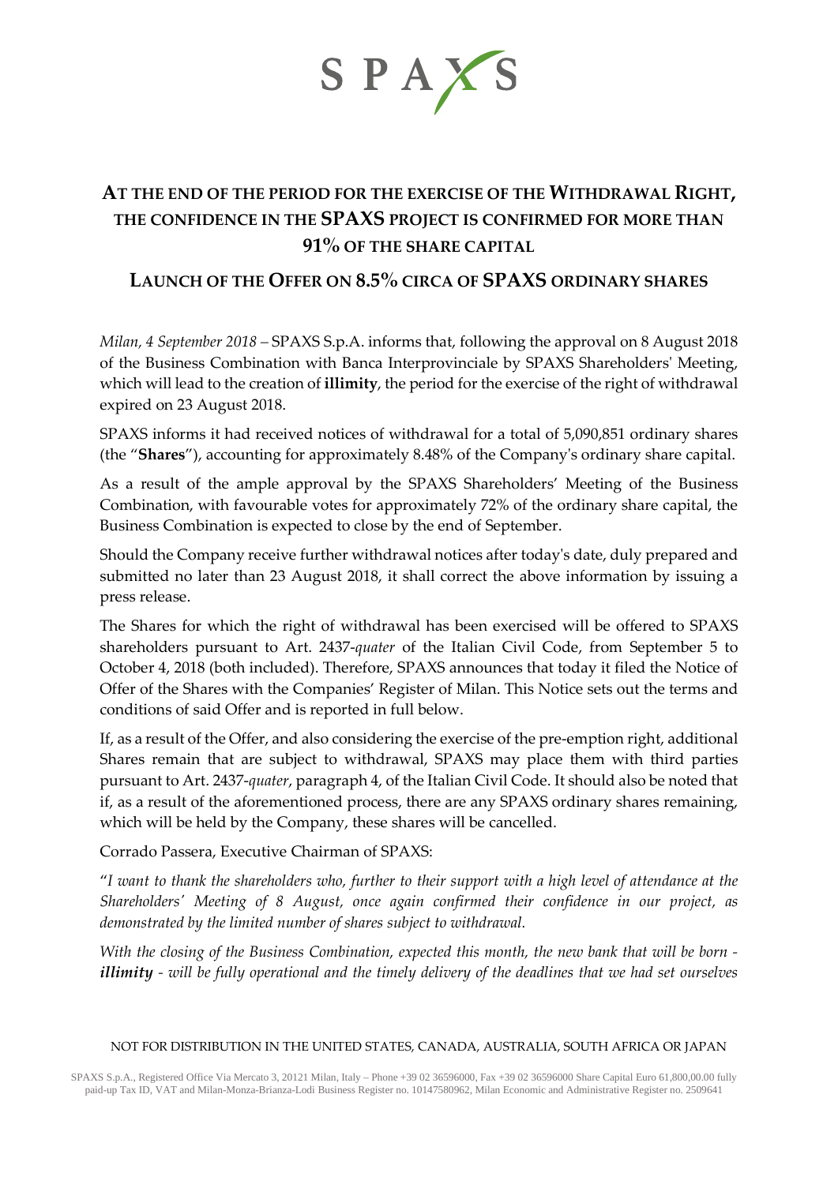# AT THE END OF THE PERIOD FOR THE EXERCISE OF THE WITHDRAWAL RIGHT, THE CONFIDENCE IN THE SPAXS PROJECT IS CONFIRMED FOR MORE THAN 91% OF THE SHARE CAPITAL

## LAUNCH OF THE OFFER ON 8.5% CIRCA OF SPAXS ORDINARY SHARES

*Milan, 4 September 2018* – SPAXS S.p.A. informs that, following the approval on 8 August 2018 of the Business Combination with Banca Interprovinciale by SPAXS Shareholders' Meeting, which will lead to the creation of **illimity**, the period for the exercise of the right of withdrawal expired on 23 August 2018.

SPAXS informs it had received notices of withdrawal for a total of 5,090,851 ordinary shares (the "**Shares**"), accounting for approximately 8.48% of the Company's ordinary share capital.

As a result of the ample approval by the SPAXS Shareholders' Meeting of the Business Combination, with favourable votes for approximately 72% of the ordinary share capital, the Business Combination is expected to close by the end of September.

Should the Company receive further withdrawal notices after today's date, duly prepared and submitted no later than 23 August 2018, it shall correct the above information by issuing a press release.

The Shares for which the right of withdrawal has been exercised will be offered to SPAXS shareholders pursuant to Art. 2437-*quater* of the Italian Civil Code, from September 5 to October 4, 2018 (both included). Therefore, SPAXS announces that today it filed the Notice of Offer of the Shares with the Companies' Register of Milan. This Notice sets out the terms and conditions of said Offer and is reported in full below.

If, as a result of the Offer, and also considering the exercise of the pre-emption right, additional Shares remain that are subject to withdrawal, SPAXS may place them with third parties pursuant to Art. 2437-*quater*, paragraph 4, of the Italian Civil Code. It should also be noted that if, as a result of the aforementioned process, there are any SPAXS ordinary shares remaining, which will be held by the Company, these shares will be cancelled.

Corrado Passera, Executive Chairman of SPAXS:

"*I want to thank the shareholders who, further to their support with a high level of attendance at the Shareholders' Meeting of 8 August, once again confirmed their confidence in our project, as demonstrated by the limited number of shares subject to withdrawal.*

*With the closing of the Business Combination, expected this month, the new bank that will be born - **illimity** - will be fully operational and the timely delivery of the deadlines that we had set ourselves*

NOT FOR DISTRIBUTION IN THE UNITED STATES, CANADA, AUSTRALIA, SOUTH AFRICA OR JAPAN

SPAXS S.p.A., Registered Office Via Mercato 3, 20121 Milan, Italy – Phone +39 02 36596000, Fax +39 02 36596000 Share Capital Euro 61,800,00.00 fully paid-up Tax ID, VAT and Milan-Monza-Brianza-Lodi Business Register no. 10147580962, Milan Economic and Administrative Register no. 2509641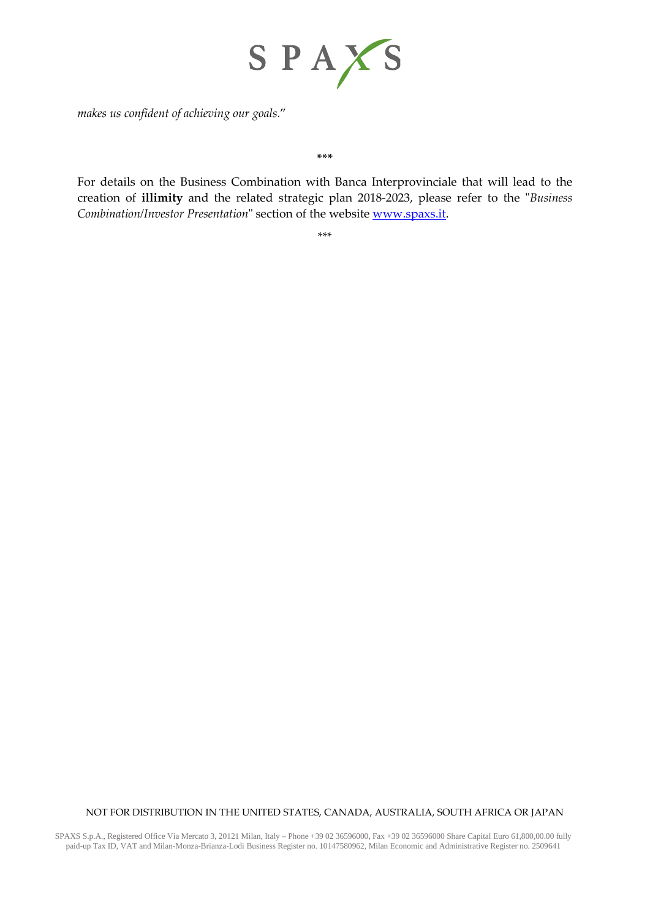*makes us confident of achieving our goals*."

\*\*\*

For details on the Business Combination with Banca Interprovinciale that will lead to the creation of **illimity** and the related strategic plan 2018-2023, please refer to the "*Business Combination/Investor Presentation*" section of the website [www.spaxs.it](http://www.spaxs.it).

\*\*\*

NOT FOR DISTRIBUTION IN THE UNITED STATES, CANADA, AUSTRALIA, SOUTH AFRICA OR JAPAN

SPAXS S.p.A., Registered Office Via Mercato 3, 20121 Milan, Italy – Phone +39 02 36596000, Fax +39 02 36596000 Share Capital Euro 61,800,00.00 fully paid-up Tax ID, VAT and Milan-Monza-Brianza-Lodi Business Register no. 10147580962, Milan Economic and Administrative Register no. 2509641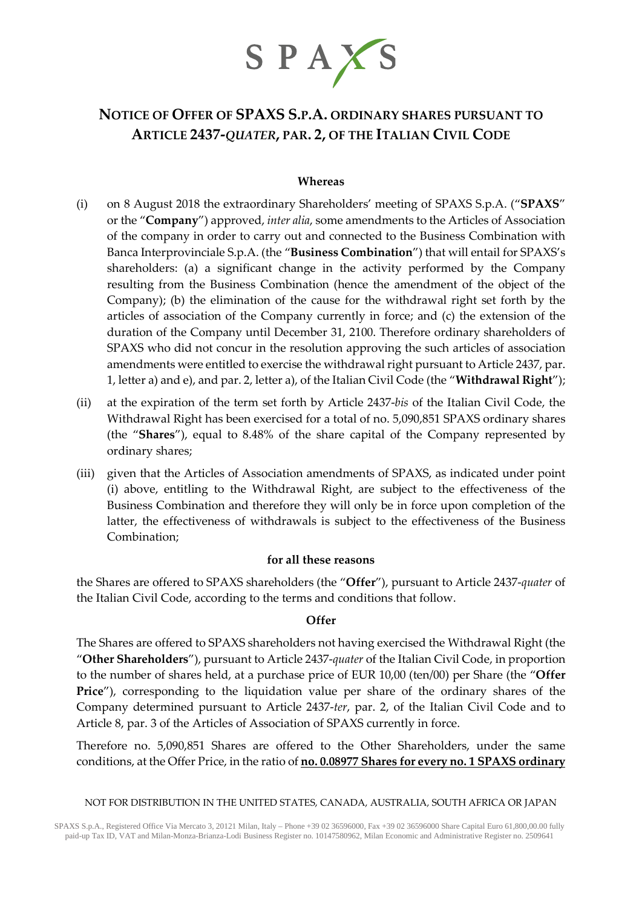# NOTICE OF OFFER OF SPAXS S.P.A. ORDINARY SHARES PURSUANT TO ARTICLE 2437-*QUATER*, PAR. 2, OF THE ITALIAN CIVIL CODE

**Whereas**

(i) on 8 August 2018 the extraordinary Shareholders' meeting of SPAXS S.p.A. ("**SPAXS**" or the "**Company**") approved, *inter alia*, some amendments to the Articles of Association of the company in order to carry out and connected to the Business Combination with Banca Interprovinciale S.p.A. (the "**Business Combination**") that will entail for SPAXS's shareholders: (a) a significant change in the activity performed by the Company resulting from the Business Combination (hence the amendment of the object of the Company); (b) the elimination of the cause for the withdrawal right set forth by the articles of association of the Company currently in force; and (c) the extension of the duration of the Company until December 31, 2100. Therefore ordinary shareholders of SPAXS who did not concur in the resolution approving the such articles of association amendments were entitled to exercise the withdrawal right pursuant to Article 2437, par. 1, letter a) and e), and par. 2, letter a), of the Italian Civil Code (the "**Withdrawal Right**");

(ii) at the expiration of the term set forth by Article 2437-*bis* of the Italian Civil Code, the Withdrawal Right has been exercised for a total of no. 5,090,851 SPAXS ordinary shares (the "**Shares**"), equal to 8.48% of the share capital of the Company represented by ordinary shares;

(iii) given that the Articles of Association amendments of SPAXS, as indicated under point (i) above, entitling to the Withdrawal Right, are subject to the effectiveness of the Business Combination and therefore they will only be in force upon completion of the latter, the effectiveness of withdrawals is subject to the effectiveness of the Business Combination;

**for all these reasons**

the Shares are offered to SPAXS shareholders (the "**Offer**"), pursuant to Article 2437-*quater* of the Italian Civil Code, according to the terms and conditions that follow.

**Offer**

The Shares are offered to SPAXS shareholders not having exercised the Withdrawal Right (the "**Other Shareholders**"), pursuant to Article 2437-*quater* of the Italian Civil Code, in proportion to the number of shares held, at a purchase price of EUR 10,00 (ten/00) per Share (the "**Offer Price**"), corresponding to the liquidation value per share of the ordinary shares of the Company determined pursuant to Article 2437-*ter*, par. 2, of the Italian Civil Code and to Article 8, par. 3 of the Articles of Association of SPAXS currently in force.

Therefore no. 5,090,851 Shares are offered to the Other Shareholders, under the same conditions, at the Offer Price, in the ratio of **no. 0.08977 Shares for every no. 1 SPAXS ordinary**

NOT FOR DISTRIBUTION IN THE UNITED STATES, CANADA, AUSTRALIA, SOUTH AFRICA OR JAPAN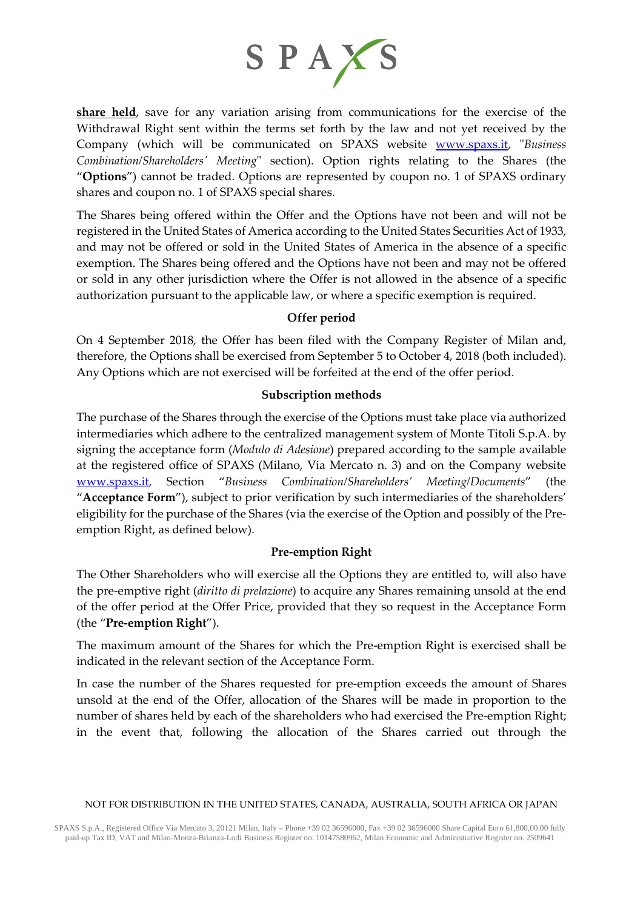**share held**, save for any variation arising from communications for the exercise of the Withdrawal Right sent within the terms set forth by the law and not yet received by the Company (which will be communicated on SPAXS website www.spaxs.it, "*Business Combination/Shareholders' Meeting*" section). Option rights relating to the Shares (the "**Options**") cannot be traded. Options are represented by coupon no. 1 of SPAXS ordinary shares and coupon no. 1 of SPAXS special shares.

The Shares being offered within the Offer and the Options have not been and will not be registered in the United States of America according to the United States Securities Act of 1933, and may not be offered or sold in the United States of America in the absence of a specific exemption. The Shares being offered and the Options have not been and may not be offered or sold in any other jurisdiction where the Offer is not allowed in the absence of a specific authorization pursuant to the applicable law, or where a specific exemption is required.

**Offer period**

On 4 September 2018, the Offer has been filed with the Company Register of Milan and, therefore, the Options shall be exercised from September 5 to October 4, 2018 (both included). Any Options which are not exercised will be forfeited at the end of the offer period.

**Subscription methods**

The purchase of the Shares through the exercise of the Options must take place via authorized intermediaries which adhere to the centralized management system of Monte Titoli S.p.A. by signing the acceptance form (*Modulo di Adesione*) prepared according to the sample available at the registered office of SPAXS (Milano, Via Mercato n. 3) and on the Company website www.spaxs.it, Section "*Business Combination/Shareholders' Meeting/Documents*" (the "**Acceptance Form**"), subject to prior verification by such intermediaries of the shareholders' eligibility for the purchase of the Shares (via the exercise of the Option and possibly of the Pre-emption Right, as defined below).

**Pre-emption Right**

The Other Shareholders who will exercise all the Options they are entitled to, will also have the pre-emptive right (*diritto di prelazione*) to acquire any Shares remaining unsold at the end of the offer period at the Offer Price, provided that they so request in the Acceptance Form (the "**Pre-emption Right**").

The maximum amount of the Shares for which the Pre-emption Right is exercised shall be indicated in the relevant section of the Acceptance Form.

In case the number of the Shares requested for pre-emption exceeds the amount of Shares unsold at the end of the Offer, allocation of the Shares will be made in proportion to the number of shares held by each of the shareholders who had exercised the Pre-emption Right; in the event that, following the allocation of the Shares carried out through the

NOT FOR DISTRIBUTION IN THE UNITED STATES, CANADA, AUSTRALIA, SOUTH AFRICA OR JAPAN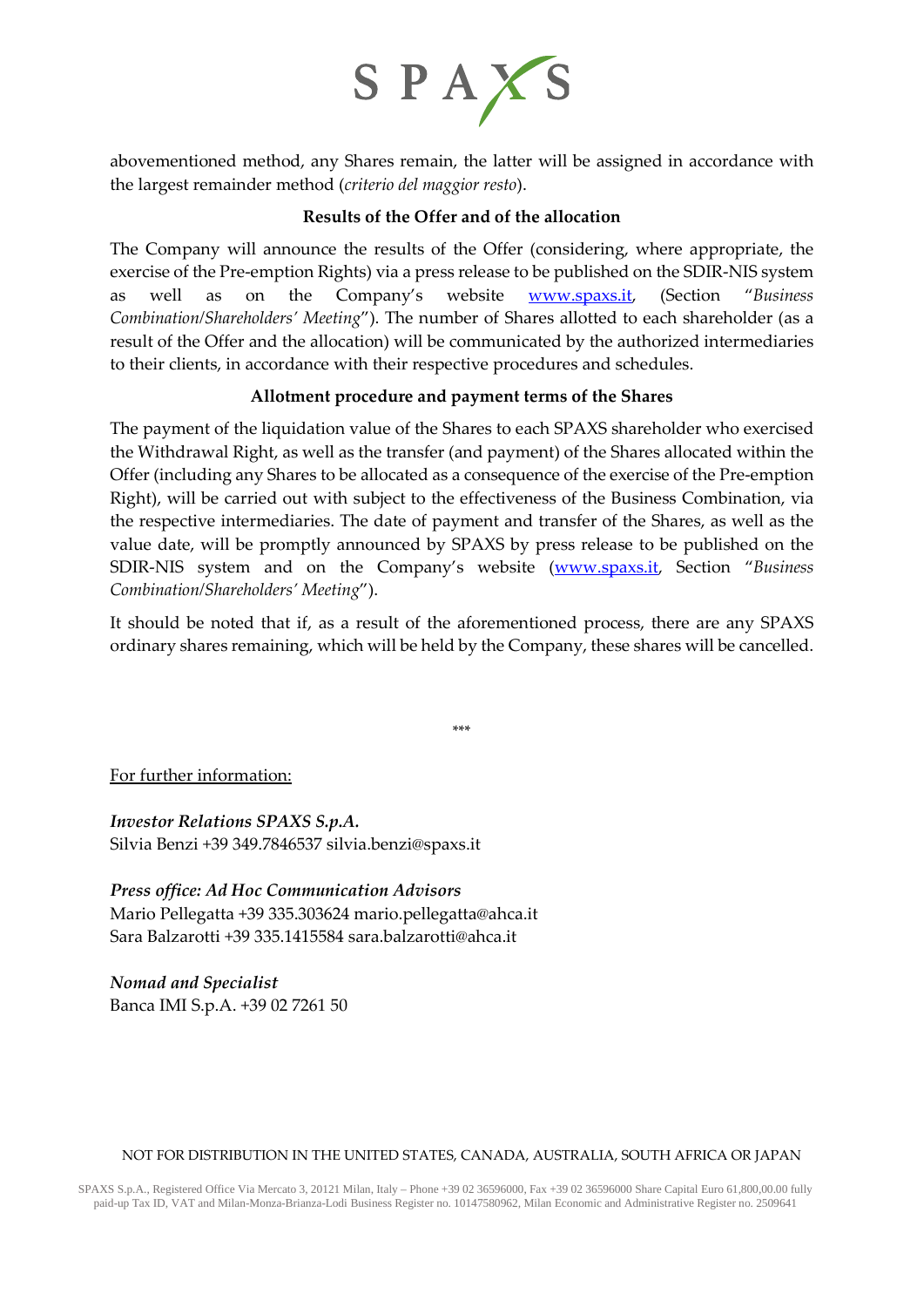abovementioned method, any Shares remain, the latter will be assigned in accordance with the largest remainder method (*criterio del maggior resto*).

**Results of the Offer and of the allocation**

The Company will announce the results of the Offer (considering, where appropriate, the exercise of the Pre-emption Rights) via a press release to be published on the SDIR-NIS system as well as on the Company's website www.spaxs.it, (Section "*Business Combination/Shareholders' Meeting*"). The number of Shares allotted to each shareholder (as a result of the Offer and the allocation) will be communicated by the authorized intermediaries to their clients, in accordance with their respective procedures and schedules.

**Allotment procedure and payment terms of the Shares**

The payment of the liquidation value of the Shares to each SPAXS shareholder who exercised the Withdrawal Right, as well as the transfer (and payment) of the Shares allocated within the Offer (including any Shares to be allocated as a consequence of the exercise of the Pre-emption Right), will be carried out with subject to the effectiveness of the Business Combination, via the respective intermediaries. The date of payment and transfer of the Shares, as well as the value date, will be promptly announced by SPAXS by press release to be published on the SDIR-NIS system and on the Company's website (www.spaxs.it, Section "*Business Combination/Shareholders' Meeting*").

It should be noted that if, as a result of the aforementioned process, there are any SPAXS ordinary shares remaining, which will be held by the Company, these shares will be cancelled.

***

For further information:

***Investor Relations SPAXS S.p.A.***
Silvia Benzi +39 349.7846537 silvia.benzi@spaxs.it

***Press office: Ad Hoc Communication Advisors***
Mario Pellegatta +39 335.303624 mario.pellegatta@ahca.it
Sara Balzarotti +39 335.1415584 sara.balzarotti@ahca.it

***Nomad and Specialist***
Banca IMI S.p.A. +39 02 7261 50

NOT FOR DISTRIBUTION IN THE UNITED STATES, CANADA, AUSTRALIA, SOUTH AFRICA OR JAPAN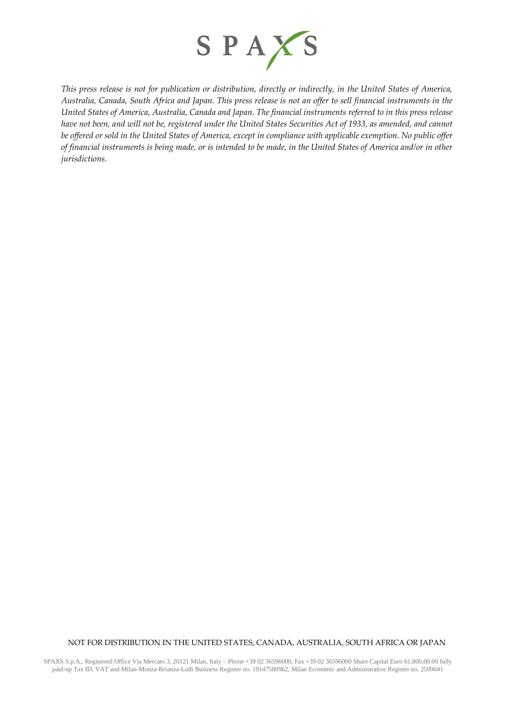*This press release is not for publication or distribution, directly or indirectly, in the United States of America, Australia, Canada, South Africa and Japan. This press release is not an offer to sell financial instruments in the United States of America, Australia, Canada and Japan. The financial instruments referred to in this press release have not been, and will not be, registered under the United States Securities Act of 1933, as amended, and cannot be offered or sold in the United States of America, except in compliance with applicable exemption. No public offer of financial instruments is being made, or is intended to be made, in the United States of America and/or in other jurisdictions.*